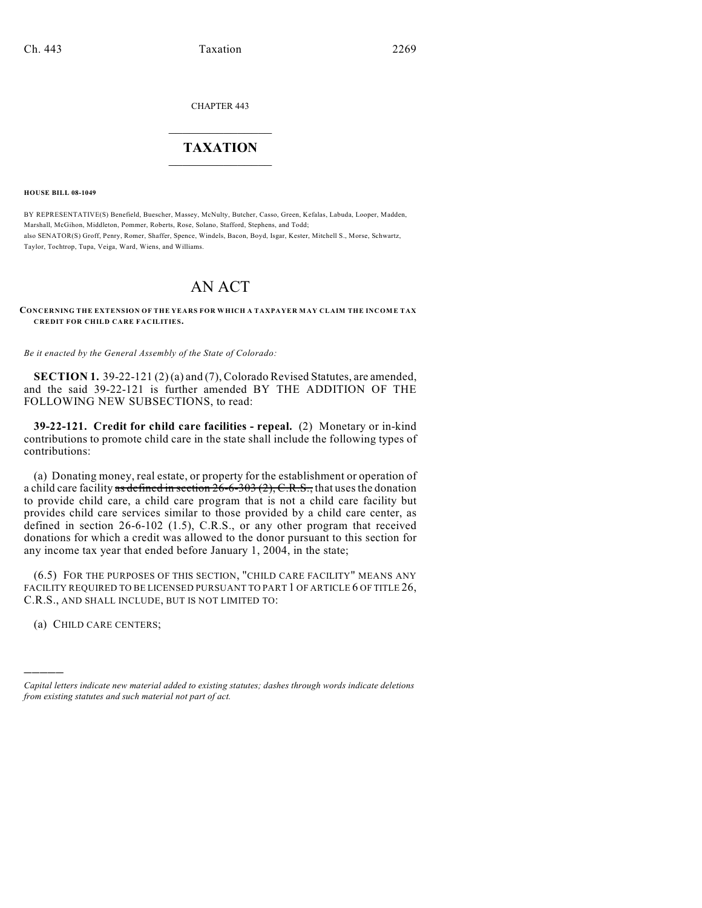CHAPTER 443

# TAXATION

**HOUSE BILL 08-1049**

BY REPRESENTATIVE(S) Benefield, Buescher, Massey, McNulty, Butcher, Casso, Green, Kefalas, Labuda, Looper, Madden, Marshall, McGihon, Middleton, Pommer, Roberts, Rose, Solano, Stafford, Stephens, and Todd;
also SENATOR(S) Groff, Penry, Romer, Shaffer, Spence, Windels, Bacon, Boyd, Isgar, Kester, Mitchell S., Morse, Schwartz, Taylor, Tochtrop, Tupa, Veiga, Ward, Wiens, and Williams.

# AN ACT

**CONCERNING THE EXTENSION OF THE YEARS FOR WHICH A TAXPAYER MAY CLAIM THE INCOME TAX CREDIT FOR CHILD CARE FACILITIES.**

*Be it enacted by the General Assembly of the State of Colorado:*

**SECTION 1.** 39-22-121 (2) (a) and (7), Colorado Revised Statutes, are amended, and the said 39-22-121 is further amended BY THE ADDITION OF THE FOLLOWING NEW SUBSECTIONS, to read:

**39-22-121. Credit for child care facilities - repeal.** (2) Monetary or in-kind contributions to promote child care in the state shall include the following types of contributions:

(a) Donating money, real estate, or property for the establishment or operation of a child care facility ~~as defined in section 26-6-303 (2), C.R.S.,~~ that uses the donation to provide child care, a child care program that is not a child care facility but provides child care services similar to those provided by a child care center, as defined in section 26-6-102 (1.5), C.R.S., or any other program that received donations for which a credit was allowed to the donor pursuant to this section for any income tax year that ended before January 1, 2004, in the state;

(6.5) FOR THE PURPOSES OF THIS SECTION, "CHILD CARE FACILITY" MEANS ANY FACILITY REQUIRED TO BE LICENSED PURSUANT TO PART 1 OF ARTICLE 6 OF TITLE 26, C.R.S., AND SHALL INCLUDE, BUT IS NOT LIMITED TO:

(a) CHILD CARE CENTERS;

---

*Capital letters indicate new material added to existing statutes; dashes through words indicate deletions from existing statutes and such material not part of act.*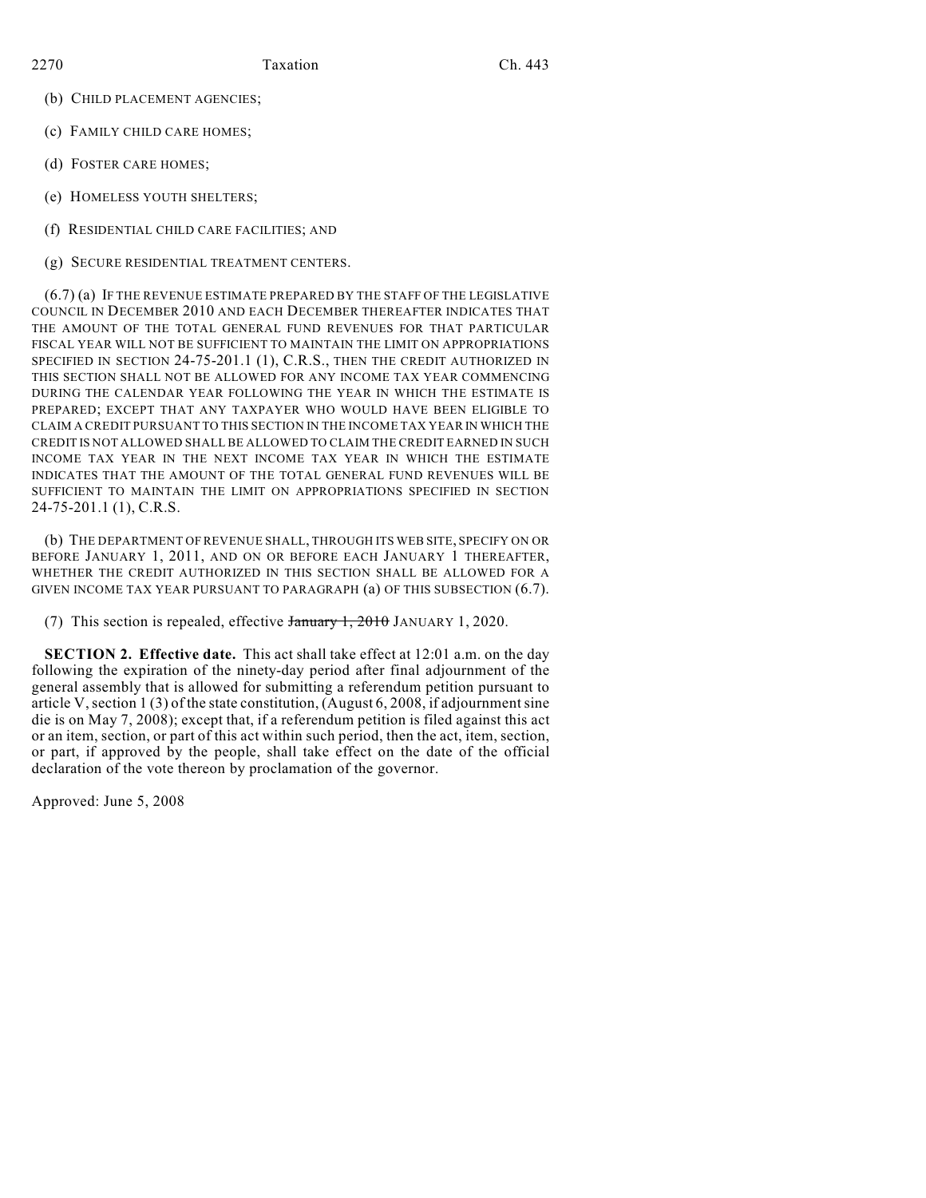(b) CHILD PLACEMENT AGENCIES;

(c) FAMILY CHILD CARE HOMES;

(d) FOSTER CARE HOMES;

(e) HOMELESS YOUTH SHELTERS;

(f) RESIDENTIAL CHILD CARE FACILITIES; AND

(g) SECURE RESIDENTIAL TREATMENT CENTERS.

(6.7) (a) IF THE REVENUE ESTIMATE PREPARED BY THE STAFF OF THE LEGISLATIVE COUNCIL IN DECEMBER 2010 AND EACH DECEMBER THEREAFTER INDICATES THAT THE AMOUNT OF THE TOTAL GENERAL FUND REVENUES FOR THAT PARTICULAR FISCAL YEAR WILL NOT BE SUFFICIENT TO MAINTAIN THE LIMIT ON APPROPRIATIONS SPECIFIED IN SECTION 24-75-201.1 (1), C.R.S., THEN THE CREDIT AUTHORIZED IN THIS SECTION SHALL NOT BE ALLOWED FOR ANY INCOME TAX YEAR COMMENCING DURING THE CALENDAR YEAR FOLLOWING THE YEAR IN WHICH THE ESTIMATE IS PREPARED; EXCEPT THAT ANY TAXPAYER WHO WOULD HAVE BEEN ELIGIBLE TO CLAIM A CREDIT PURSUANT TO THIS SECTION IN THE INCOME TAX YEAR IN WHICH THE CREDIT IS NOT ALLOWED SHALL BE ALLOWED TO CLAIM THE CREDIT EARNED IN SUCH INCOME TAX YEAR IN THE NEXT INCOME TAX YEAR IN WHICH THE ESTIMATE INDICATES THAT THE AMOUNT OF THE TOTAL GENERAL FUND REVENUES WILL BE SUFFICIENT TO MAINTAIN THE LIMIT ON APPROPRIATIONS SPECIFIED IN SECTION 24-75-201.1 (1), C.R.S.

(b) THE DEPARTMENT OF REVENUE SHALL, THROUGH ITS WEB SITE, SPECIFY ON OR BEFORE JANUARY 1, 2011, AND ON OR BEFORE EACH JANUARY 1 THEREAFTER, WHETHER THE CREDIT AUTHORIZED IN THIS SECTION SHALL BE ALLOWED FOR A GIVEN INCOME TAX YEAR PURSUANT TO PARAGRAPH (a) OF THIS SUBSECTION (6.7).

(7) This section is repealed, effective ~~January 1, 2010~~ JANUARY 1, 2020.

**SECTION 2. Effective date.** This act shall take effect at 12:01 a.m. on the day following the expiration of the ninety-day period after final adjournment of the general assembly that is allowed for submitting a referendum petition pursuant to article V, section 1 (3) of the state constitution, (August 6, 2008, if adjournment sine die is on May 7, 2008); except that, if a referendum petition is filed against this act or an item, section, or part of this act within such period, then the act, item, section, or part, if approved by the people, shall take effect on the date of the official declaration of the vote thereon by proclamation of the governor.

Approved: June 5, 2008